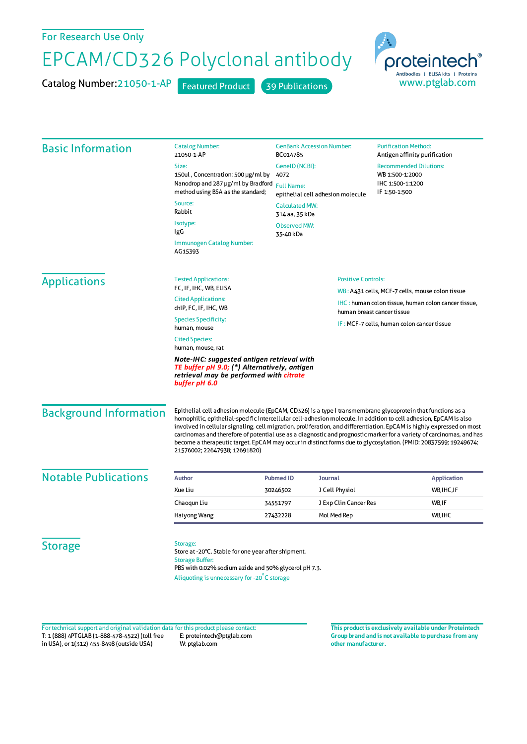For Research Use Only

# EPCAM/CD326 Polyclonal antibody

Catalog Number: 21050-1-AP    Featured Product    39 Publications

proteintech® Antibodies | ELISA kits | Proteins
www.ptglab.com

## Basic Information

Catalog Number:
21050-1-AP

Size:
150ul , Concentration: 500 μg/ml by Nanodrop and 287 μg/ml by Bradford method using BSA as the standard;

Source:
Rabbit

Isotype:
IgG

Immunogen Catalog Number:
AG15393

GenBank Accession Number:
BC014785

GeneID (NCBI):
4072

Full Name:
epithelial cell adhesion molecule

Calculated MW:
314 aa, 35 kDa

Observed MW:
35-40 kDa

Purification Method:
Antigen affinity purification

Recommended Dilutions:
WB 1:500-1:2000
IHC 1:500-1:1200
IF 1:50-1:500

## Applications

Tested Applications:
FC, IF, IHC, WB, ELISA

Cited Applications:
chIP, FC, IF, IHC, WB

Species Specificity:
human, mouse

Cited Species:
human, mouse, rat

***Note-IHC: suggested antigen retrieval with TE buffer pH 9.0; (*) Alternatively, antigen retrieval may be performed with citrate buffer pH 6.0***

Positive Controls:

WB : A431 cells, MCF-7 cells, mouse colon tissue

IHC : human colon tissue, human colon cancer tissue, human breast cancer tissue

IF : MCF-7 cells, human colon cancer tissue

## Background Information

Epithelial cell adhesion molecule (EpCAM, CD326) is a type I transmembrane glycoprotein that functions as a homophilic, epithelial-specific intercellular cell-adhesion molecule. In addition to cell adhesion, EpCAM is also involved in cellular signaling, cell migration, proliferation, and differentiation. EpCAM is highly expressed on most carcinomas and therefore of potential use as a diagnostic and prognostic marker for a variety of carcinomas, and has become a therapeutic target. EpCAM may occur in distinct forms due to glycosylation. (PMID: 20837599; 19249674; 21576002; 22647938; 12691820)

## Notable Publications

| Author | Pubmed ID | Journal | Application |
|---|---|---|---|
| Xue Liu | 30246502 | J Cell Physiol | WB,IHC,IF |
| Chaoqun Liu | 34551797 | J Exp Clin Cancer Res | WB,IF |
| Haiyong Wang | 27432228 | Mol Med Rep | WB,IHC |

## Storage

Storage:
Store at -20°C. Stable for one year after shipment.
Storage Buffer:
PBS with 0.02% sodium azide and 50% glycerol pH 7.3.
Aliquoting is unnecessary for -20°C storage

For technical support and original validation data for this product please contact:
T: 1 (888) 4PTGLAB (1-888-478-4522) (toll free in USA), or 1(312) 455-8498 (outside USA)
E: proteintech@ptglab.com
W: ptglab.com

**This product is exclusively available under Proteintech Group brand and is not available to purchase from any other manufacturer.**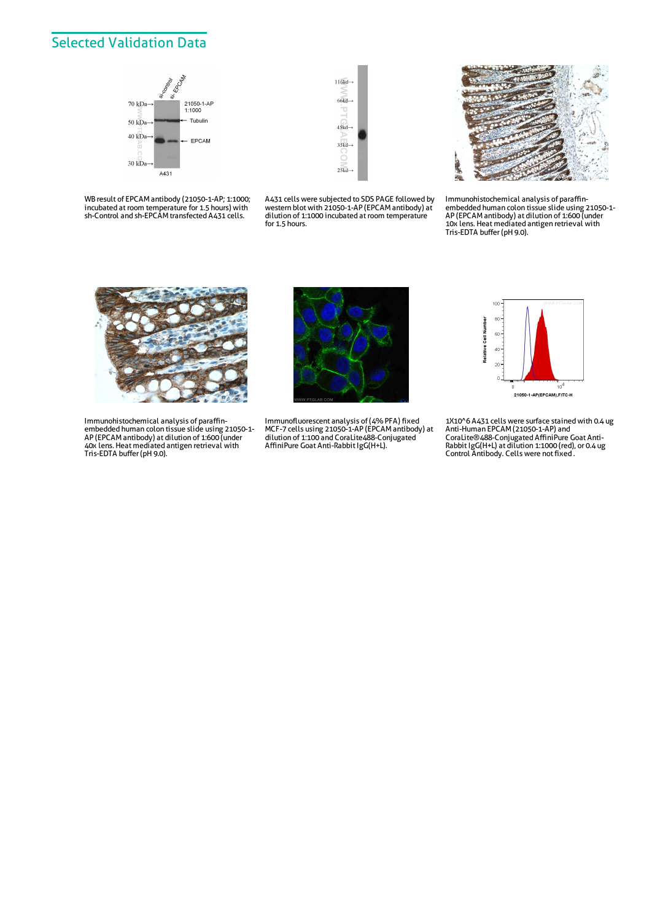## Selected Validation Data

si-control
si- EPCAM
70 kDa→
50 kDa→
40 kDa→
30 kDa→
21050-1-AP
1:1000
← Tubulin
← EPCAM
A431

WB result of EPCAM antibody (21050-1-AP; 1:1000; incubated at room temperature for 1.5 hours) with sh-Control and sh-EPCAM transfected A431 cells.

116kd→
66kd→
45kd→
35kd→
25kd→

A431 cells were subjected to SDS PAGE followed by western blot with 21050-1-AP (EPCAM antibody) at dilution of 1:1000 incubated at room temperature for 1.5 hours.

Immunohistochemical analysis of paraffin-embedded human colon tissue slide using 21050-1-AP (EPCAM antibody) at dilution of 1:600 (under 10x lens. Heat mediated antigen retrieval with Tris-EDTA buffer (pH 9.0).

Immunohistochemical analysis of paraffin-embedded human colon tissue slide using 21050-1-AP (EPCAM antibody) at dilution of 1:600 (under 40x lens. Heat mediated antigen retrieval with Tris-EDTA buffer (pH 9.0).

Immunofluorescent analysis of (4% PFA) fixed MCF-7 cells using 21050-1-AP (EPCAM antibody) at dilution of 1:100 and CoraLite488-Conjugated AffiniPure Goat Anti-Rabbit IgG(H+L).

100
80
60
40
20
0
Relative Cell Number
0
$10^4$
21050-1-AP(EPCAM),FITC-H

1X10^6 A431 cells were surface stained with 0.4 ug Anti-Human EPCAM (21050-1-AP) and CoraLite®488-Conjugated AffiniPure Goat Anti-Rabbit IgG(H+L) at dilution 1:1000 (red), or 0.4 ug Control Antibody. Cells were not fixed .